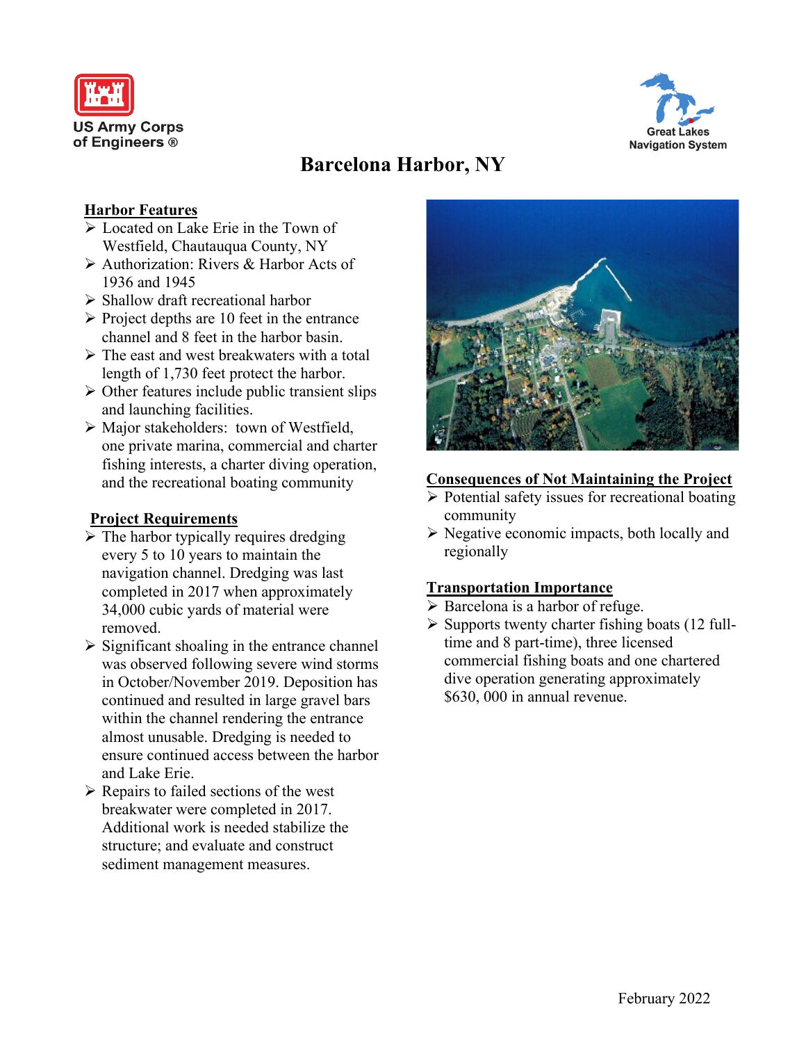US Army Corps of Engineers ®

Great Lakes Navigation System

# Barcelona Harbor, NY

## Harbor Features

- Located on Lake Erie in the Town of Westfield, Chautauqua County, NY
- Authorization: Rivers & Harbor Acts of 1936 and 1945
- Shallow draft recreational harbor
- Project depths are 10 feet in the entrance channel and 8 feet in the harbor basin.
- The east and west breakwaters with a total length of 1,730 feet protect the harbor.
- Other features include public transient slips and launching facilities.
- Major stakeholders: town of Westfield, one private marina, commercial and charter fishing interests, a charter diving operation, and the recreational boating community

## Project Requirements

- The harbor typically requires dredging every 5 to 10 years to maintain the navigation channel. Dredging was last completed in 2017 when approximately 34,000 cubic yards of material were removed.
- Significant shoaling in the entrance channel was observed following severe wind storms in October/November 2019. Deposition has continued and resulted in large gravel bars within the channel rendering the entrance almost unusable. Dredging is needed to ensure continued access between the harbor and Lake Erie.
- Repairs to failed sections of the west breakwater were completed in 2017. Additional work is needed stabilize the structure; and evaluate and construct sediment management measures.

## Consequences of Not Maintaining the Project

- Potential safety issues for recreational boating community
- Negative economic impacts, both locally and regionally

## Transportation Importance

- Barcelona is a harbor of refuge.
- Supports twenty charter fishing boats (12 full-time and 8 part-time), three licensed commercial fishing boats and one chartered dive operation generating approximately $630, 000 in annual revenue.

February 2022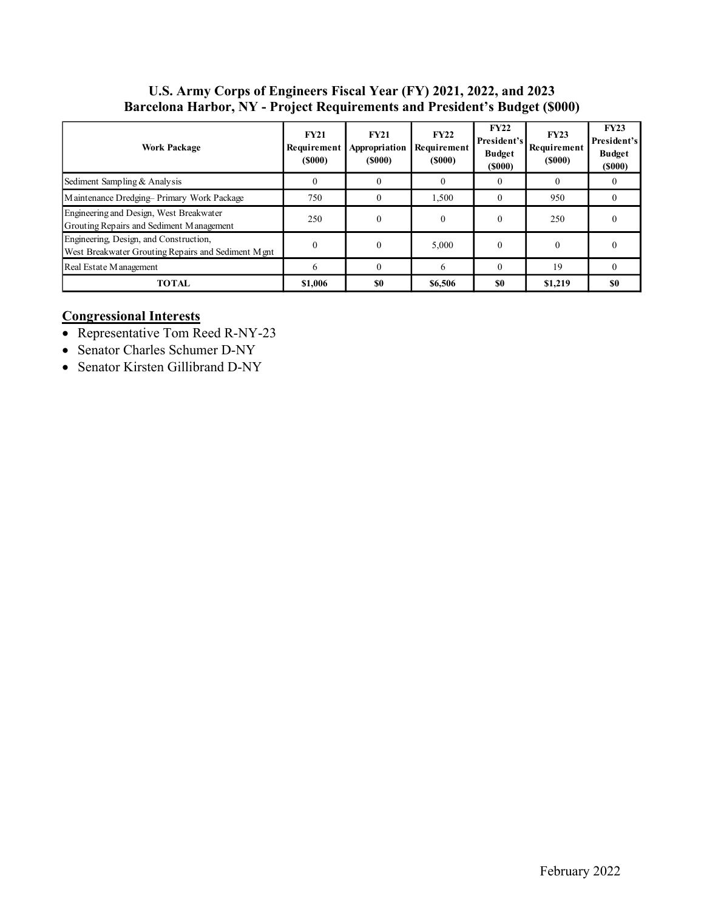**U.S. Army Corps of Engineers Fiscal Year (FY) 2021, 2022, and 2023**
**Barcelona Harbor, NY - Project Requirements and President's Budget ($000)**

| Work Package | FY21 Requirement ($000) | FY21 Appropriation ($000) | FY22 Requirement ($000) | FY22 President's Budget ($000) | FY23 Requirement ($000) | FY23 President's Budget ($000) |
|---|---|---|---|---|---|---|
| Sediment Sampling & Analysis | 0 | 0 | 0 | 0 | 0 | 0 |
| Maintenance Dredging– Primary Work Package | 750 | 0 | 1,500 | 0 | 950 | 0 |
| Engineering and Design, West Breakwater Grouting Repairs and Sediment Management | 250 | 0 | 0 | 0 | 250 | 0 |
| Engineering, Design, and Construction, West Breakwater Grouting Repairs and Sediment Mgnt | 0 | 0 | 5,000 | 0 | 0 | 0 |
| Real Estate Management | 6 | 0 | 6 | 0 | 19 | 0 |
| **TOTAL** | **$1,006** | **$0** | **$6,506** | **$0** | **$1,219** | **$0** |

## Congressional Interests

- Representative Tom Reed R-NY-23
- Senator Charles Schumer D-NY
- Senator Kirsten Gillibrand D-NY

February 2022